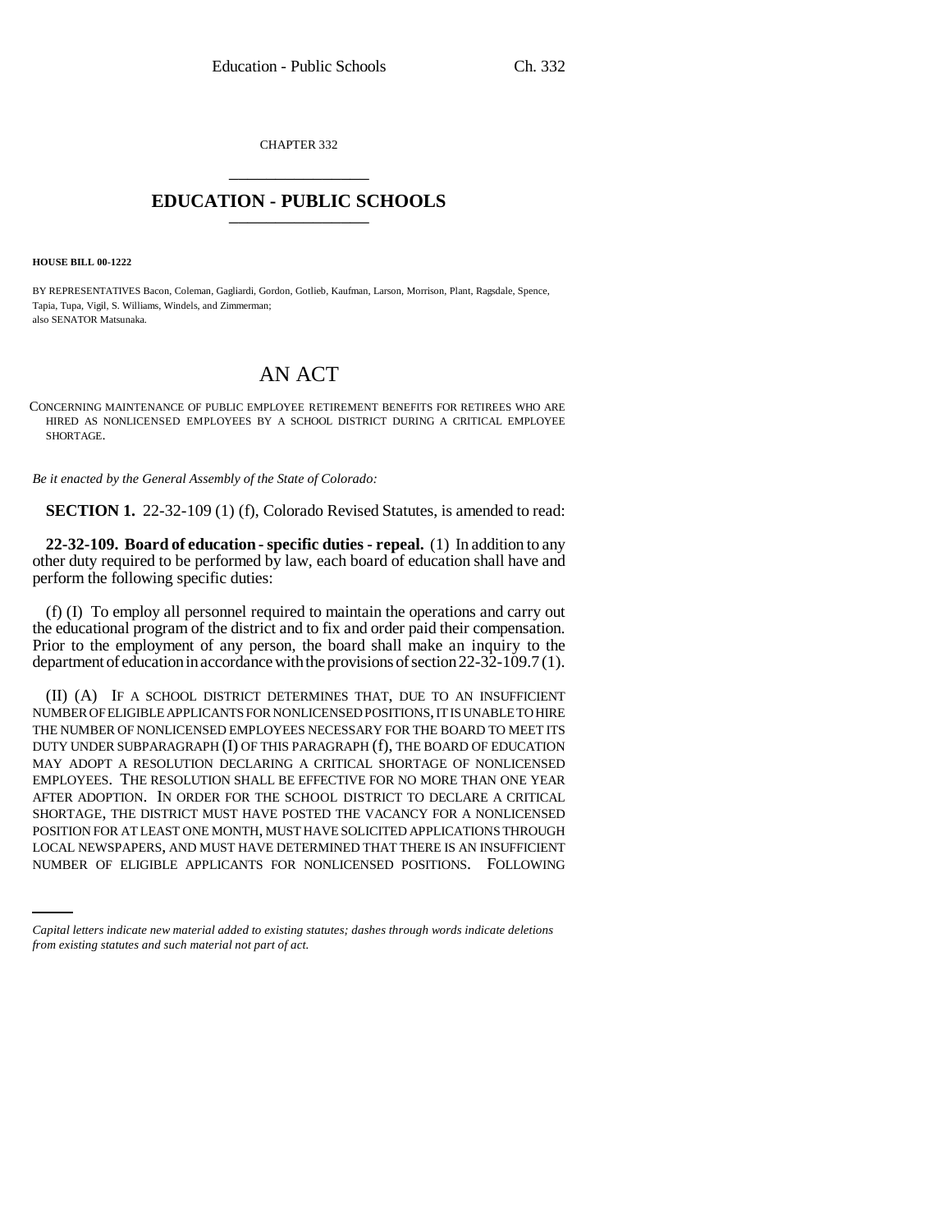CHAPTER 332

# EDUCATION - PUBLIC SCHOOLS

**HOUSE BILL 00-1222**

BY REPRESENTATIVES Bacon, Coleman, Gagliardi, Gordon, Gotlieb, Kaufman, Larson, Morrison, Plant, Ragsdale, Spence, Tapia, Tupa, Vigil, S. Williams, Windels, and Zimmerman;
also SENATOR Matsunaka.

# AN ACT

CONCERNING MAINTENANCE OF PUBLIC EMPLOYEE RETIREMENT BENEFITS FOR RETIREES WHO ARE HIRED AS NONLICENSED EMPLOYEES BY A SCHOOL DISTRICT DURING A CRITICAL EMPLOYEE SHORTAGE.

*Be it enacted by the General Assembly of the State of Colorado:*

**SECTION 1.** 22-32-109 (1) (f), Colorado Revised Statutes, is amended to read:

**22-32-109. Board of education - specific duties - repeal.** (1) In addition to any other duty required to be performed by law, each board of education shall have and perform the following specific duties:

(f) (I) To employ all personnel required to maintain the operations and carry out the educational program of the district and to fix and order paid their compensation. Prior to the employment of any person, the board shall make an inquiry to the department of education in accordance with the provisions of section 22-32-109.7 (1).

(II) (A) IF A SCHOOL DISTRICT DETERMINES THAT, DUE TO AN INSUFFICIENT NUMBER OF ELIGIBLE APPLICANTS FOR NONLICENSED POSITIONS, IT IS UNABLE TO HIRE THE NUMBER OF NONLICENSED EMPLOYEES NECESSARY FOR THE BOARD TO MEET ITS DUTY UNDER SUBPARAGRAPH (I) OF THIS PARAGRAPH (f), THE BOARD OF EDUCATION MAY ADOPT A RESOLUTION DECLARING A CRITICAL SHORTAGE OF NONLICENSED EMPLOYEES. THE RESOLUTION SHALL BE EFFECTIVE FOR NO MORE THAN ONE YEAR AFTER ADOPTION. IN ORDER FOR THE SCHOOL DISTRICT TO DECLARE A CRITICAL SHORTAGE, THE DISTRICT MUST HAVE POSTED THE VACANCY FOR A NONLICENSED POSITION FOR AT LEAST ONE MONTH, MUST HAVE SOLICITED APPLICATIONS THROUGH LOCAL NEWSPAPERS, AND MUST HAVE DETERMINED THAT THERE IS AN INSUFFICIENT NUMBER OF ELIGIBLE APPLICANTS FOR NONLICENSED POSITIONS. FOLLOWING

*Capital letters indicate new material added to existing statutes; dashes through words indicate deletions from existing statutes and such material not part of act.*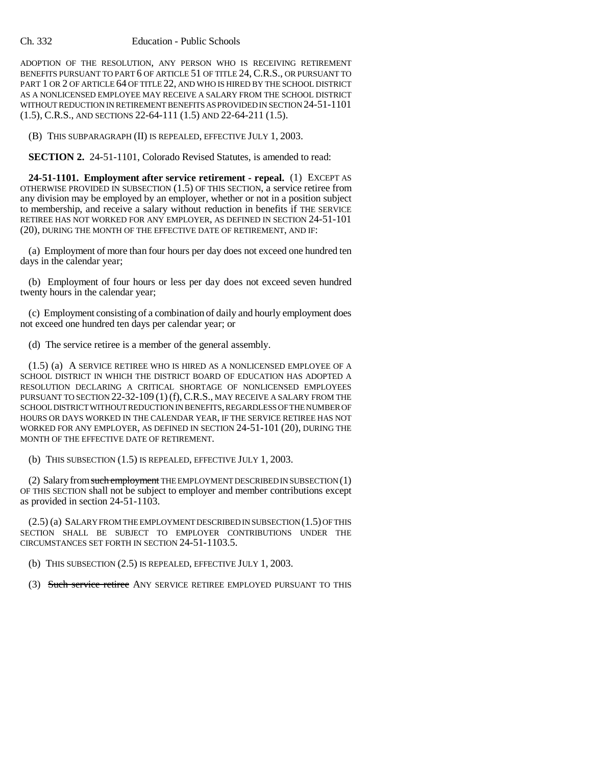ADOPTION OF THE RESOLUTION, ANY PERSON WHO IS RECEIVING RETIREMENT BENEFITS PURSUANT TO PART 6 OF ARTICLE 51 OF TITLE 24, C.R.S., OR PURSUANT TO PART 1 OR 2 OF ARTICLE 64 OF TITLE 22, AND WHO IS HIRED BY THE SCHOOL DISTRICT AS A NONLICENSED EMPLOYEE MAY RECEIVE A SALARY FROM THE SCHOOL DISTRICT WITHOUT REDUCTION IN RETIREMENT BENEFITS AS PROVIDED IN SECTION 24-51-1101 (1.5), C.R.S., AND SECTIONS 22-64-111 (1.5) AND 22-64-211 (1.5).

(B) THIS SUBPARAGRAPH (II) IS REPEALED, EFFECTIVE JULY 1, 2003.

**SECTION 2.** 24-51-1101, Colorado Revised Statutes, is amended to read:

**24-51-1101. Employment after service retirement - repeal.** (1) EXCEPT AS OTHERWISE PROVIDED IN SUBSECTION (1.5) OF THIS SECTION, a service retiree from any division may be employed by an employer, whether or not in a position subject to membership, and receive a salary without reduction in benefits if THE SERVICE RETIREE HAS NOT WORKED FOR ANY EMPLOYER, AS DEFINED IN SECTION 24-51-101 (20), DURING THE MONTH OF THE EFFECTIVE DATE OF RETIREMENT, AND IF:

(a) Employment of more than four hours per day does not exceed one hundred ten days in the calendar year;

(b) Employment of four hours or less per day does not exceed seven hundred twenty hours in the calendar year;

(c) Employment consisting of a combination of daily and hourly employment does not exceed one hundred ten days per calendar year; or

(d) The service retiree is a member of the general assembly.

(1.5) (a) A SERVICE RETIREE WHO IS HIRED AS A NONLICENSED EMPLOYEE OF A SCHOOL DISTRICT IN WHICH THE DISTRICT BOARD OF EDUCATION HAS ADOPTED A RESOLUTION DECLARING A CRITICAL SHORTAGE OF NONLICENSED EMPLOYEES PURSUANT TO SECTION 22-32-109 (1) (f), C.R.S., MAY RECEIVE A SALARY FROM THE SCHOOL DISTRICT WITHOUT REDUCTION IN BENEFITS, REGARDLESS OF THE NUMBER OF HOURS OR DAYS WORKED IN THE CALENDAR YEAR, IF THE SERVICE RETIREE HAS NOT WORKED FOR ANY EMPLOYER, AS DEFINED IN SECTION 24-51-101 (20), DURING THE MONTH OF THE EFFECTIVE DATE OF RETIREMENT.

(b) THIS SUBSECTION (1.5) IS REPEALED, EFFECTIVE JULY 1, 2003.

(2) Salary from ~~such employment~~ THE EMPLOYMENT DESCRIBED IN SUBSECTION (1) OF THIS SECTION shall not be subject to employer and member contributions except as provided in section 24-51-1103.

(2.5) (a) SALARY FROM THE EMPLOYMENT DESCRIBED IN SUBSECTION (1.5) OF THIS SECTION SHALL BE SUBJECT TO EMPLOYER CONTRIBUTIONS UNDER THE CIRCUMSTANCES SET FORTH IN SECTION 24-51-1103.5.

(b) THIS SUBSECTION (2.5) IS REPEALED, EFFECTIVE JULY 1, 2003.

(3) ~~Such service retiree~~ ANY SERVICE RETIREE EMPLOYED PURSUANT TO THIS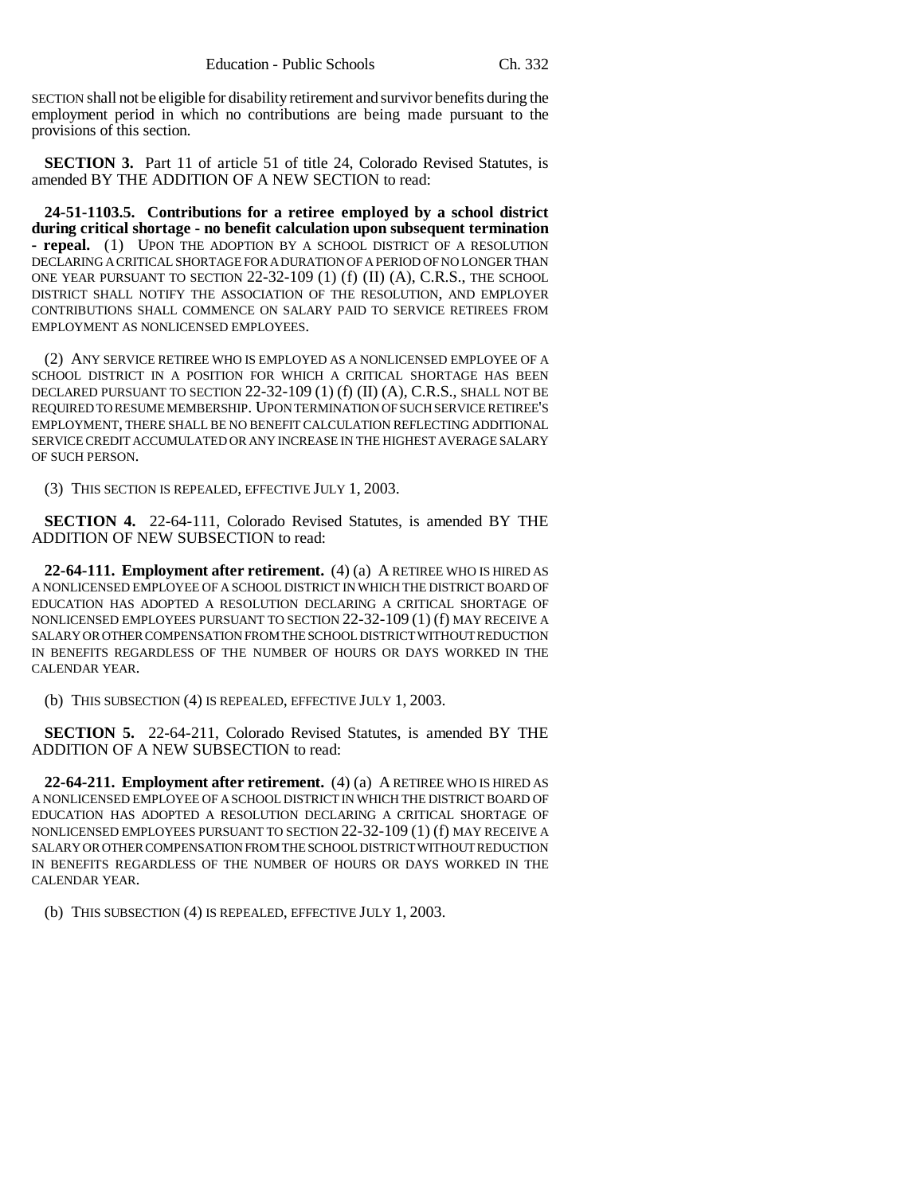SECTION shall not be eligible for disability retirement and survivor benefits during the employment period in which no contributions are being made pursuant to the provisions of this section.

**SECTION 3.** Part 11 of article 51 of title 24, Colorado Revised Statutes, is amended BY THE ADDITION OF A NEW SECTION to read:

**24-51-1103.5. Contributions for a retiree employed by a school district during critical shortage - no benefit calculation upon subsequent termination - repeal.** (1) UPON THE ADOPTION BY A SCHOOL DISTRICT OF A RESOLUTION DECLARING A CRITICAL SHORTAGE FOR A DURATION OF A PERIOD OF NO LONGER THAN ONE YEAR PURSUANT TO SECTION 22-32-109 (1) (f) (II) (A), C.R.S., THE SCHOOL DISTRICT SHALL NOTIFY THE ASSOCIATION OF THE RESOLUTION, AND EMPLOYER CONTRIBUTIONS SHALL COMMENCE ON SALARY PAID TO SERVICE RETIREES FROM EMPLOYMENT AS NONLICENSED EMPLOYEES.

(2) ANY SERVICE RETIREE WHO IS EMPLOYED AS A NONLICENSED EMPLOYEE OF A SCHOOL DISTRICT IN A POSITION FOR WHICH A CRITICAL SHORTAGE HAS BEEN DECLARED PURSUANT TO SECTION 22-32-109 (1) (f) (II) (A), C.R.S., SHALL NOT BE REQUIRED TO RESUME MEMBERSHIP. UPON TERMINATION OF SUCH SERVICE RETIREE'S EMPLOYMENT, THERE SHALL BE NO BENEFIT CALCULATION REFLECTING ADDITIONAL SERVICE CREDIT ACCUMULATED OR ANY INCREASE IN THE HIGHEST AVERAGE SALARY OF SUCH PERSON.

(3) THIS SECTION IS REPEALED, EFFECTIVE JULY 1, 2003.

**SECTION 4.** 22-64-111, Colorado Revised Statutes, is amended BY THE ADDITION OF NEW SUBSECTION to read:

**22-64-111. Employment after retirement.** (4) (a) A RETIREE WHO IS HIRED AS A NONLICENSED EMPLOYEE OF A SCHOOL DISTRICT IN WHICH THE DISTRICT BOARD OF EDUCATION HAS ADOPTED A RESOLUTION DECLARING A CRITICAL SHORTAGE OF NONLICENSED EMPLOYEES PURSUANT TO SECTION 22-32-109 (1) (f) MAY RECEIVE A SALARY OR OTHER COMPENSATION FROM THE SCHOOL DISTRICT WITHOUT REDUCTION IN BENEFITS REGARDLESS OF THE NUMBER OF HOURS OR DAYS WORKED IN THE CALENDAR YEAR.

(b) THIS SUBSECTION (4) IS REPEALED, EFFECTIVE JULY 1, 2003.

**SECTION 5.** 22-64-211, Colorado Revised Statutes, is amended BY THE ADDITION OF A NEW SUBSECTION to read:

**22-64-211. Employment after retirement.** (4) (a) A RETIREE WHO IS HIRED AS A NONLICENSED EMPLOYEE OF A SCHOOL DISTRICT IN WHICH THE DISTRICT BOARD OF EDUCATION HAS ADOPTED A RESOLUTION DECLARING A CRITICAL SHORTAGE OF NONLICENSED EMPLOYEES PURSUANT TO SECTION 22-32-109 (1) (f) MAY RECEIVE A SALARY OR OTHER COMPENSATION FROM THE SCHOOL DISTRICT WITHOUT REDUCTION IN BENEFITS REGARDLESS OF THE NUMBER OF HOURS OR DAYS WORKED IN THE CALENDAR YEAR.

(b) THIS SUBSECTION (4) IS REPEALED, EFFECTIVE JULY 1, 2003.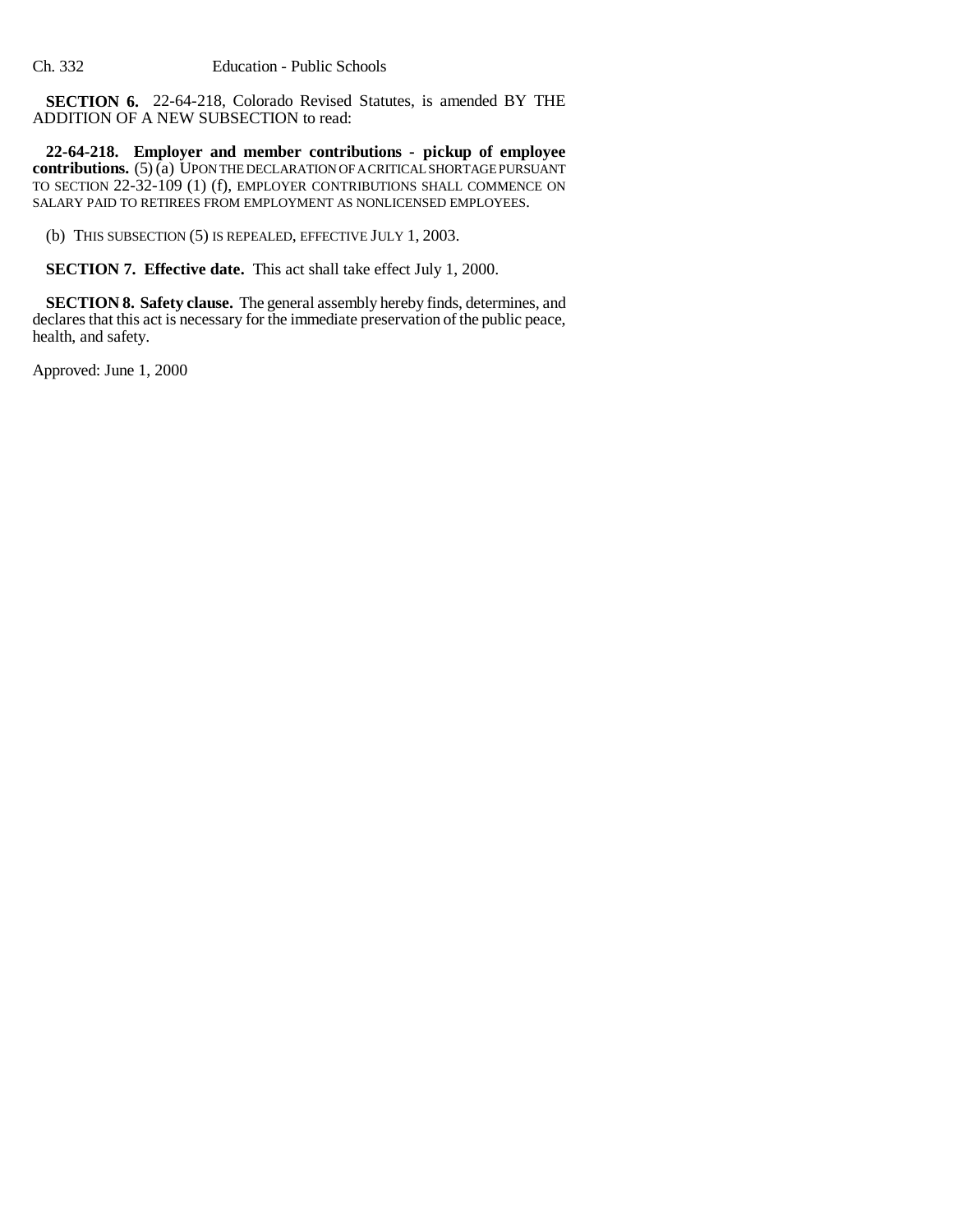**SECTION 6.** 22-64-218, Colorado Revised Statutes, is amended BY THE ADDITION OF A NEW SUBSECTION to read:

**22-64-218. Employer and member contributions - pickup of employee contributions.** (5) (a) UPON THE DECLARATION OF A CRITICAL SHORTAGE PURSUANT TO SECTION 22-32-109 (1) (f), EMPLOYER CONTRIBUTIONS SHALL COMMENCE ON SALARY PAID TO RETIREES FROM EMPLOYMENT AS NONLICENSED EMPLOYEES.

(b) THIS SUBSECTION (5) IS REPEALED, EFFECTIVE JULY 1, 2003.

**SECTION 7. Effective date.** This act shall take effect July 1, 2000.

**SECTION 8. Safety clause.** The general assembly hereby finds, determines, and declares that this act is necessary for the immediate preservation of the public peace, health, and safety.

Approved: June 1, 2000